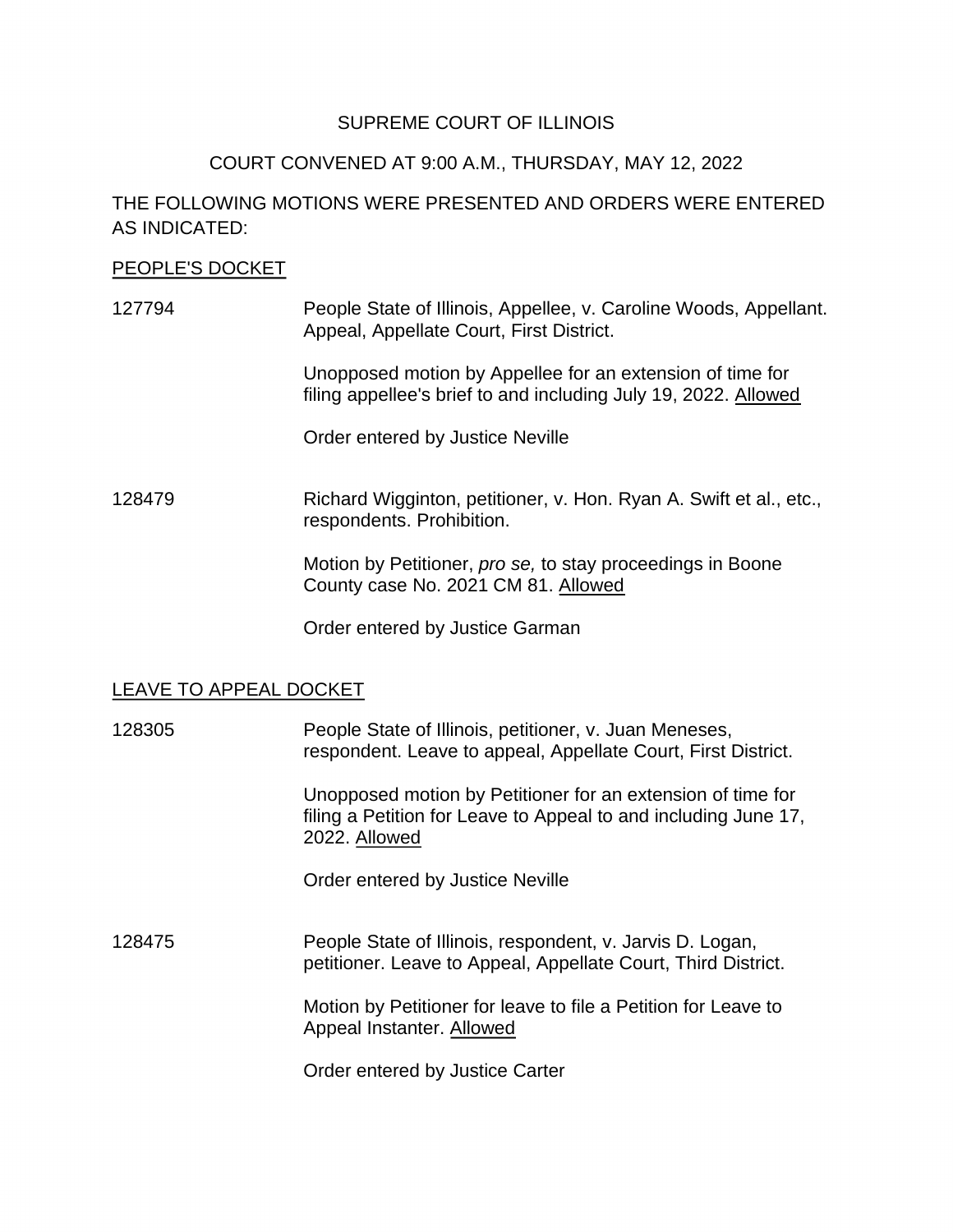SUPREME COURT OF ILLINOIS

COURT CONVENED AT 9:00 A.M., THURSDAY, MAY 12, 2022

THE FOLLOWING MOTIONS WERE PRESENTED AND ORDERS WERE ENTERED AS INDICATED:

PEOPLE'S DOCKET

127794 — People State of Illinois, Appellee, v. Caroline Woods, Appellant. Appeal, Appellate Court, First District.

Unopposed motion by Appellee for an extension of time for filing appellee's brief to and including July 19, 2022. Allowed

Order entered by Justice Neville

128479 — Richard Wigginton, petitioner, v. Hon. Ryan A. Swift et al., etc., respondents. Prohibition.

Motion by Petitioner, *pro se,* to stay proceedings in Boone County case No. 2021 CM 81. Allowed

Order entered by Justice Garman

LEAVE TO APPEAL DOCKET

128305 — People State of Illinois, petitioner, v. Juan Meneses, respondent. Leave to appeal, Appellate Court, First District.

Unopposed motion by Petitioner for an extension of time for filing a Petition for Leave to Appeal to and including June 17, 2022. Allowed

Order entered by Justice Neville

128475 — People State of Illinois, respondent, v. Jarvis D. Logan, petitioner. Leave to Appeal, Appellate Court, Third District.

Motion by Petitioner for leave to file a Petition for Leave to Appeal Instanter. Allowed

Order entered by Justice Carter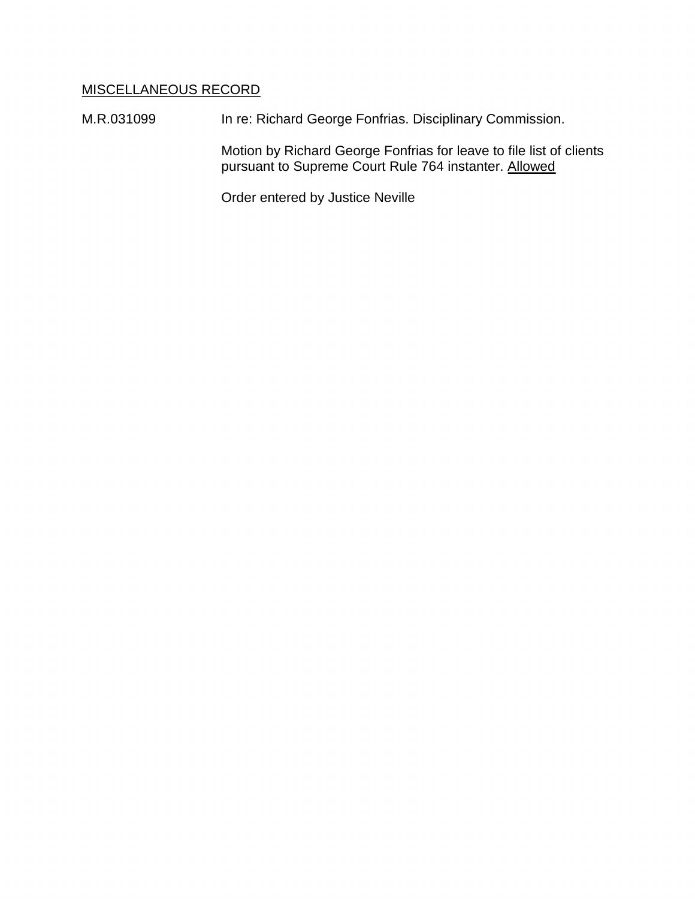MISCELLANEOUS RECORD

M.R.031099 In re: Richard George Fonfrias. Disciplinary Commission.

Motion by Richard George Fonfrias for leave to file list of clients pursuant to Supreme Court Rule 764 instanter. Allowed

Order entered by Justice Neville